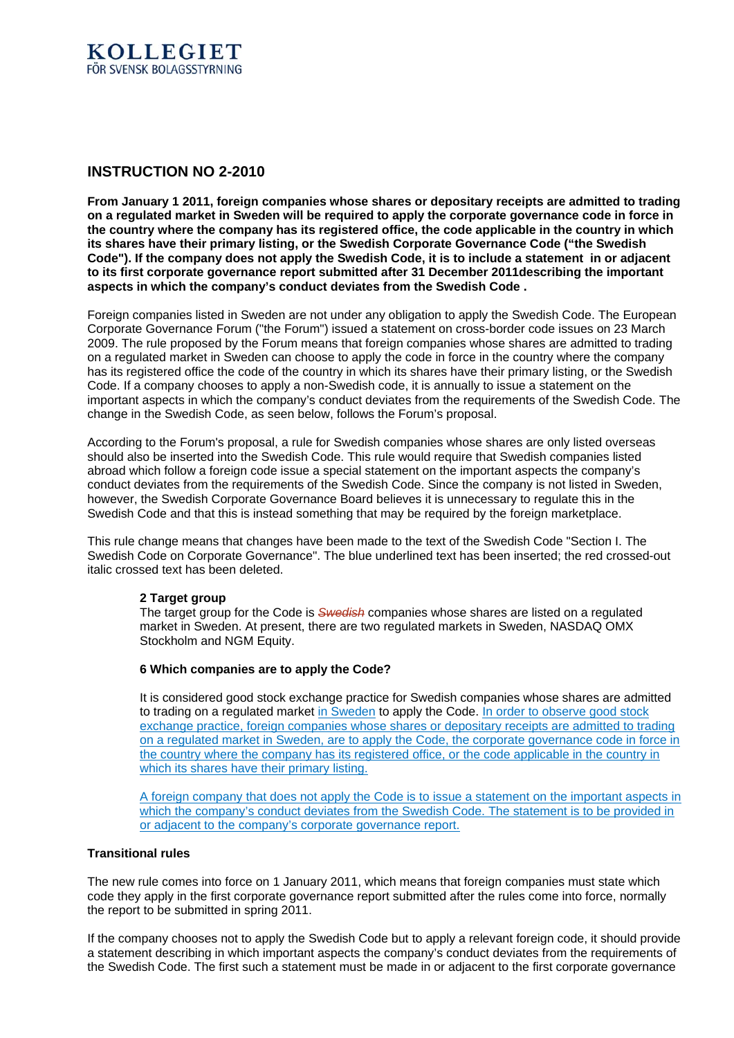**KOLLEGIET**
FÖR SVENSK BOLAGSSTYRNING

## INSTRUCTION NO 2-2010

**From January 1 2011, foreign companies whose shares or depositary receipts are admitted to trading on a regulated market in Sweden will be required to apply the corporate governance code in force in the country where the company has its registered office, the code applicable in the country in which its shares have their primary listing, or the Swedish Corporate Governance Code ("the Swedish Code"). If the company does not apply the Swedish Code, it is to include a statement in or adjacent to its first corporate governance report submitted after 31 December 2011describing the important aspects in which the company's conduct deviates from the Swedish Code .**

Foreign companies listed in Sweden are not under any obligation to apply the Swedish Code. The European Corporate Governance Forum ("the Forum") issued a statement on cross-border code issues on 23 March 2009. The rule proposed by the Forum means that foreign companies whose shares are admitted to trading on a regulated market in Sweden can choose to apply the code in force in the country where the company has its registered office the code of the country in which its shares have their primary listing, or the Swedish Code. If a company chooses to apply a non-Swedish code, it is annually to issue a statement on the important aspects in which the company's conduct deviates from the requirements of the Swedish Code. The change in the Swedish Code, as seen below, follows the Forum's proposal.

According to the Forum's proposal, a rule for Swedish companies whose shares are only listed overseas should also be inserted into the Swedish Code. This rule would require that Swedish companies listed abroad which follow a foreign code issue a special statement on the important aspects the company's conduct deviates from the requirements of the Swedish Code. Since the company is not listed in Sweden, however, the Swedish Corporate Governance Board believes it is unnecessary to regulate this in the Swedish Code and that this is instead something that may be required by the foreign marketplace.

This rule change means that changes have been made to the text of the Swedish Code "Section I. The Swedish Code on Corporate Governance". The blue underlined text has been inserted; the red crossed-out italic crossed text has been deleted.

> **2 Target group**
> The target group for the Code is ~~*Swedish*~~ companies whose shares are listed on a regulated market in Sweden. At present, there are two regulated markets in Sweden, NASDAQ OMX Stockholm and NGM Equity.
>
> **6 Which companies are to apply the Code?**
>
> It is considered good stock exchange practice for Swedish companies whose shares are admitted to trading on a regulated market <u>in Sweden</u> to apply the Code. <u>In order to observe good stock exchange practice, foreign companies whose shares or depositary receipts are admitted to trading on a regulated market in Sweden, are to apply the Code, the corporate governance code in force in the country where the company has its registered office, or the code applicable in the country in which its shares have their primary listing.</u>
>
> <u>A foreign company that does not apply the Code is to issue a statement on the important aspects in which the company's conduct deviates from the Swedish Code. The statement is to be provided in or adjacent to the company's corporate governance report.</u>

**Transitional rules**

The new rule comes into force on 1 January 2011, which means that foreign companies must state which code they apply in the first corporate governance report submitted after the rules come into force, normally the report to be submitted in spring 2011.

If the company chooses not to apply the Swedish Code but to apply a relevant foreign code, it should provide a statement describing in which important aspects the company's conduct deviates from the requirements of the Swedish Code. The first such a statement must be made in or adjacent to the first corporate governance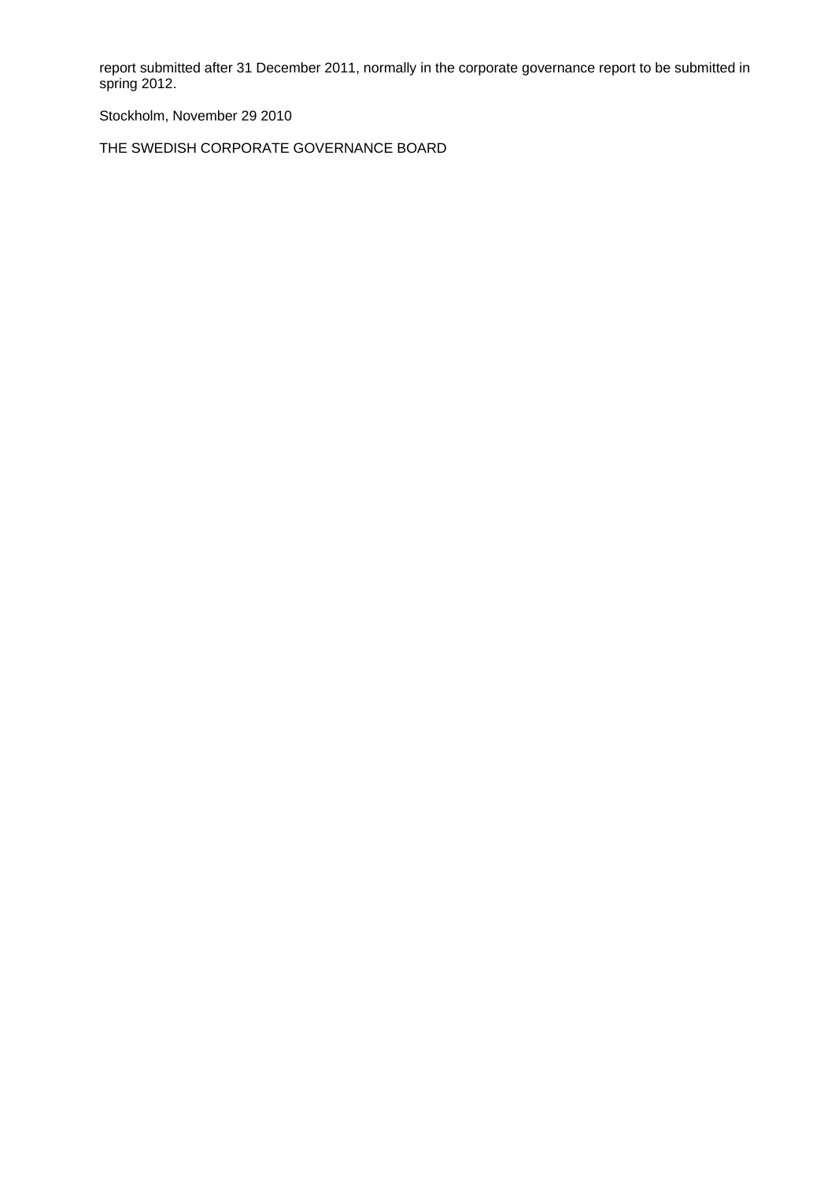report submitted after 31 December 2011, normally in the corporate governance report to be submitted in spring 2012.

Stockholm, November 29 2010

THE SWEDISH CORPORATE GOVERNANCE BOARD